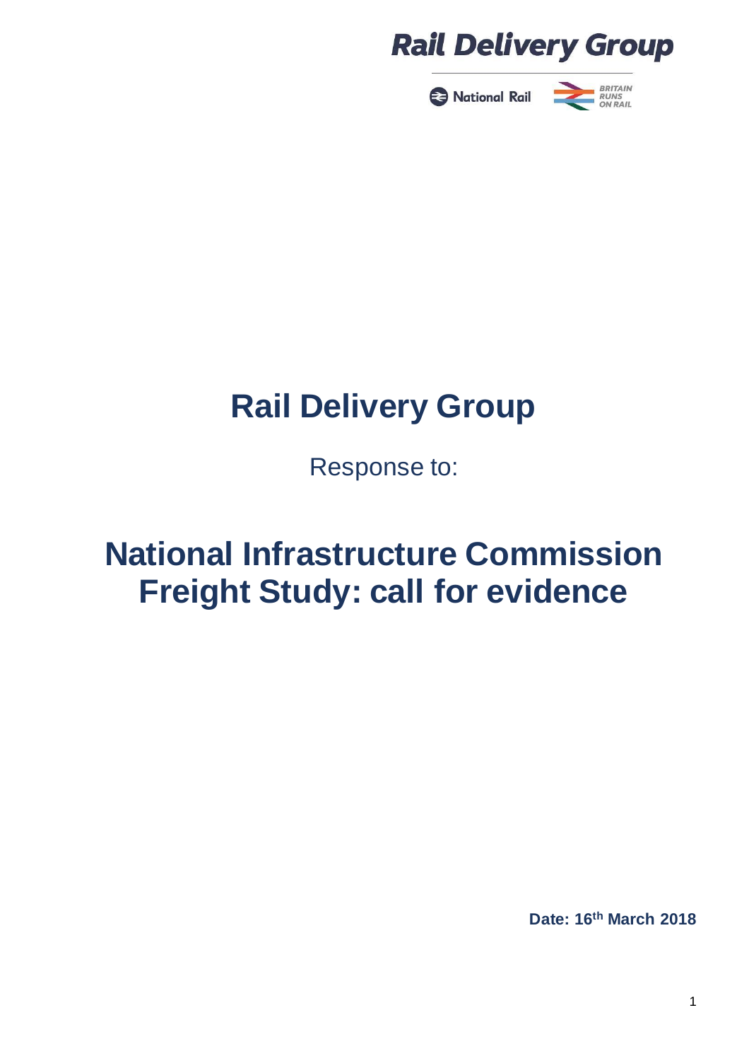Rail Delivery Group

National Rail | BRITAIN RUNS ON RAIL

# Rail Delivery Group

Response to:

# National Infrastructure Commission Freight Study: call for evidence

**Date: 16th March 2018**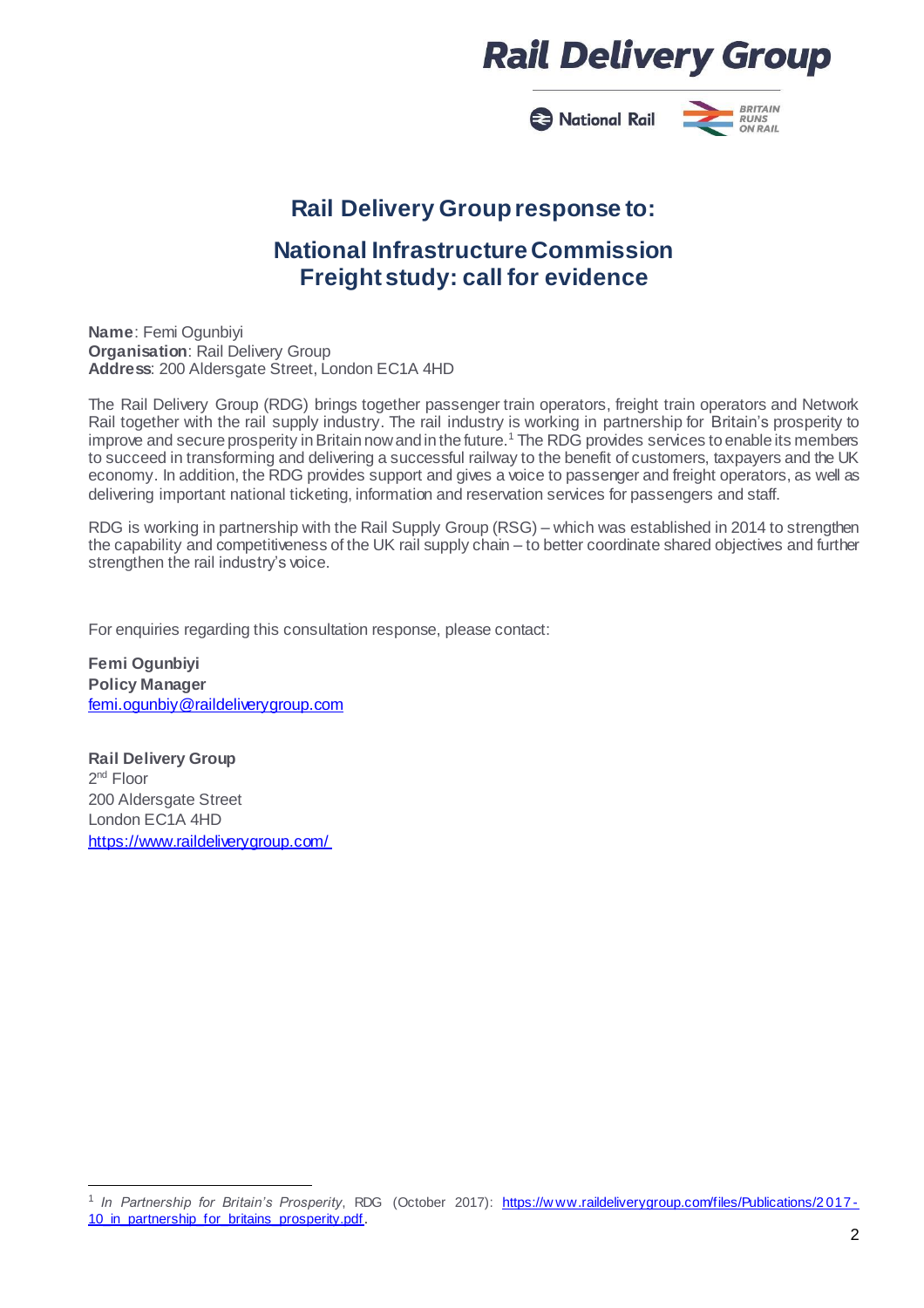# Rail Delivery Group response to:

## National Infrastructure Commission Freight study: call for evidence

**Name**: Femi Ogunbiyi
**Organisation**: Rail Delivery Group
**Address**: 200 Aldersgate Street, London EC1A 4HD

The Rail Delivery Group (RDG) brings together passenger train operators, freight train operators and Network Rail together with the rail supply industry. The rail industry is working in partnership for Britain's prosperity to improve and secure prosperity in Britain now and in the future.[1] The RDG provides services to enable its members to succeed in transforming and delivering a successful railway to the benefit of customers, taxpayers and the UK economy. In addition, the RDG provides support and gives a voice to passenger and freight operators, as well as delivering important national ticketing, information and reservation services for passengers and staff.

RDG is working in partnership with the Rail Supply Group (RSG) – which was established in 2014 to strengthen the capability and competitiveness of the UK rail supply chain – to better coordinate shared objectives and further strengthen the rail industry's voice.

For enquiries regarding this consultation response, please contact:

**Femi Ogunbiyi**
**Policy Manager**
femi.ogunbiy@raildeliverygroup.com

**Rail Delivery Group**
2nd Floor
200 Aldersgate Street
London EC1A 4HD
https://www.raildeliverygroup.com/

---

[1] *In Partnership for Britain's Prosperity*, RDG (October 2017): https://www.raildeliverygroup.com/files/Publications/2017-10_in_partnership_for_britains_prosperity.pdf.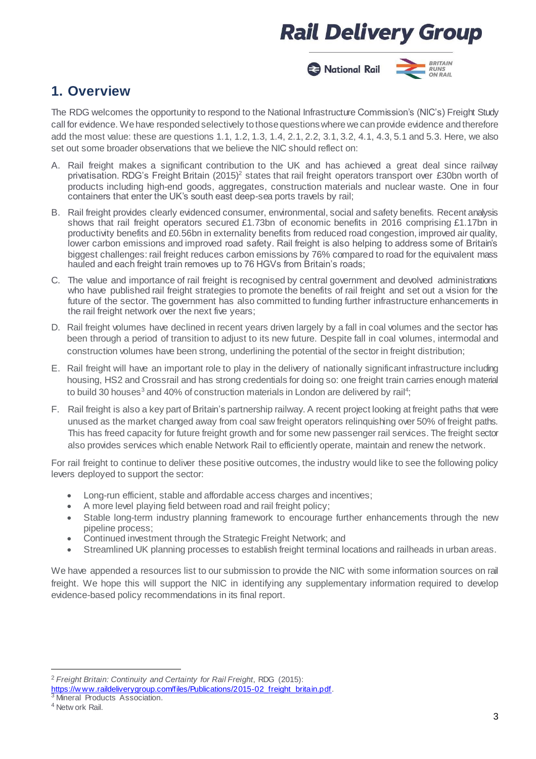## 1. Overview

The RDG welcomes the opportunity to respond to the National Infrastructure Commission's (NIC's) Freight Study call for evidence. We have responded selectively to those questions where we can provide evidence and therefore add the most value: these are questions 1.1, 1.2, 1.3, 1.4, 2.1, 2.2, 3.1, 3.2, 4.1, 4.3, 5.1 and 5.3. Here, we also set out some broader observations that we believe the NIC should reflect on:

A. Rail freight makes a significant contribution to the UK and has achieved a great deal since railway privatisation. RDG's Freight Britain (2015)[2] states that rail freight operators transport over £30bn worth of products including high-end goods, aggregates, construction materials and nuclear waste. One in four containers that enter the UK's south east deep-sea ports travels by rail;

B. Rail freight provides clearly evidenced consumer, environmental, social and safety benefits. Recent analysis shows that rail freight operators secured £1.73bn of economic benefits in 2016 comprising £1.17bn in productivity benefits and £0.56bn in externality benefits from reduced road congestion, improved air quality, lower carbon emissions and improved road safety. Rail freight is also helping to address some of Britain's biggest challenges: rail freight reduces carbon emissions by 76% compared to road for the equivalent mass hauled and each freight train removes up to 76 HGVs from Britain's roads;

C. The value and importance of rail freight is recognised by central government and devolved administrations who have published rail freight strategies to promote the benefits of rail freight and set out a vision for the future of the sector. The government has also committed to funding further infrastructure enhancements in the rail freight network over the next five years;

D. Rail freight volumes have declined in recent years driven largely by a fall in coal volumes and the sector has been through a period of transition to adjust to its new future. Despite fall in coal volumes, intermodal and construction volumes have been strong, underlining the potential of the sector in freight distribution;

E. Rail freight will have an important role to play in the delivery of nationally significant infrastructure including housing, HS2 and Crossrail and has strong credentials for doing so: one freight train carries enough material to build 30 houses[3] and 40% of construction materials in London are delivered by rail[4];

F. Rail freight is also a key part of Britain's partnership railway. A recent project looking at freight paths that were unused as the market changed away from coal saw freight operators relinquishing over 50% of freight paths. This has freed capacity for future freight growth and for some new passenger rail services. The freight sector also provides services which enable Network Rail to efficiently operate, maintain and renew the network.

For rail freight to continue to deliver these positive outcomes, the industry would like to see the following policy levers deployed to support the sector:

- Long-run efficient, stable and affordable access charges and incentives;
- A more level playing field between road and rail freight policy;
- Stable long-term industry planning framework to encourage further enhancements through the new pipeline process;
- Continued investment through the Strategic Freight Network; and
- Streamlined UK planning processes to establish freight terminal locations and railheads in urban areas.

We have appended a resources list to our submission to provide the NIC with some information sources on rail freight. We hope this will support the NIC in identifying any supplementary information required to develop evidence-based policy recommendations in its final report.

---

[2] *Freight Britain: Continuity and Certainty for Rail Freight*, RDG (2015): https://www.raildeliverygroup.com/files/Publications/2015-02_freight_britain.pdf.

[3] Mineral Products Association.

[4] Network Rail.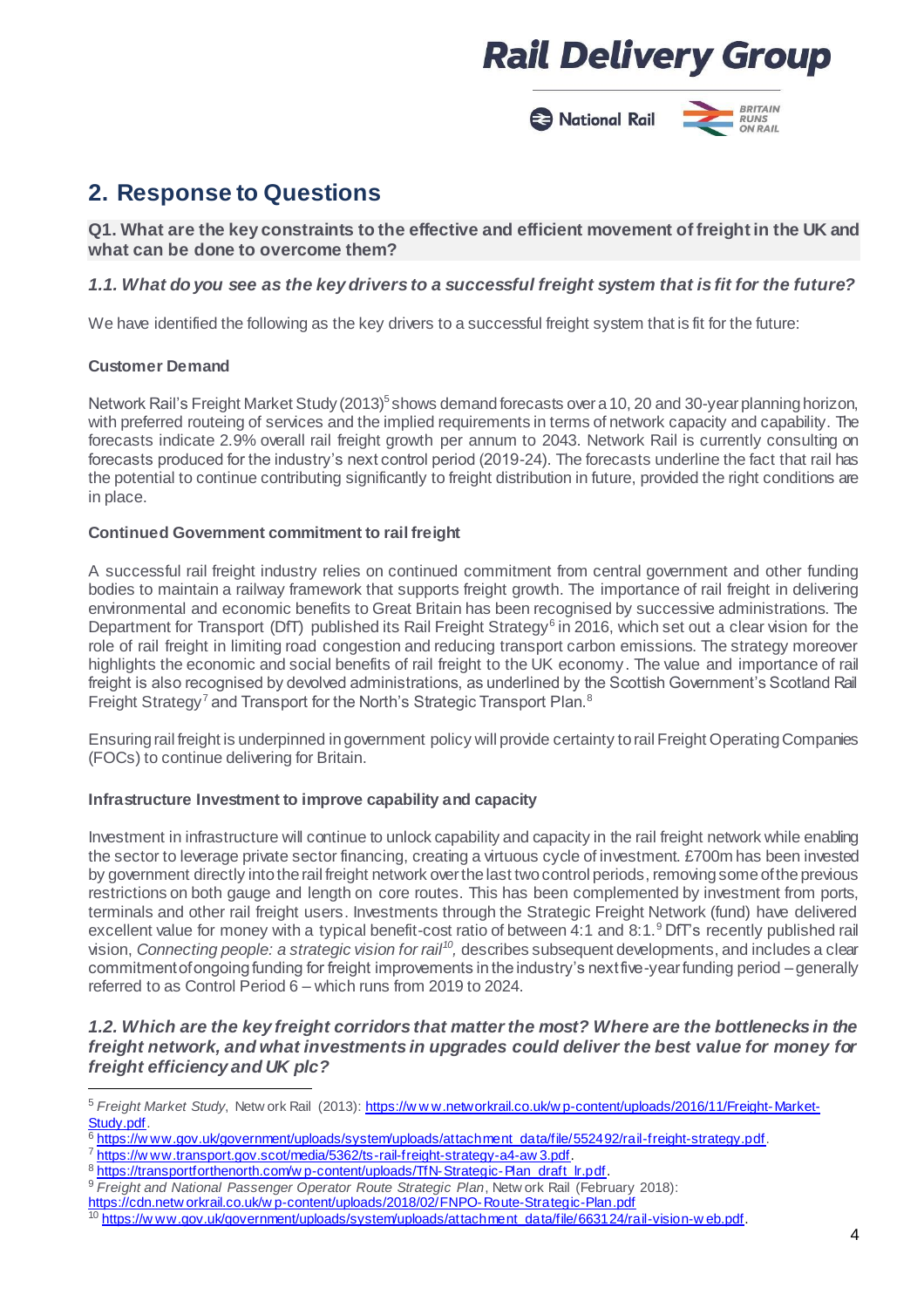## 2. Response to Questions

**Q1. What are the key constraints to the effective and efficient movement of freight in the UK and what can be done to overcome them?**

### *1.1. What do you see as the key drivers to a successful freight system that is fit for the future?*

We have identified the following as the key drivers to a successful freight system that is fit for the future:

**Customer Demand**

Network Rail's Freight Market Study (2013)[5] shows demand forecasts over a 10, 20 and 30-year planning horizon, with preferred routeing of services and the implied requirements in terms of network capacity and capability. The forecasts indicate 2.9% overall rail freight growth per annum to 2043. Network Rail is currently consulting on forecasts produced for the industry's next control period (2019-24). The forecasts underline the fact that rail has the potential to continue contributing significantly to freight distribution in future, provided the right conditions are in place.

**Continued Government commitment to rail freight**

A successful rail freight industry relies on continued commitment from central government and other funding bodies to maintain a railway framework that supports freight growth. The importance of rail freight in delivering environmental and economic benefits to Great Britain has been recognised by successive administrations. The Department for Transport (DfT) published its Rail Freight Strategy[6] in 2016, which set out a clear vision for the role of rail freight in limiting road congestion and reducing transport carbon emissions. The strategy moreover highlights the economic and social benefits of rail freight to the UK economy. The value and importance of rail freight is also recognised by devolved administrations, as underlined by the Scottish Government's Scotland Rail Freight Strategy[7] and Transport for the North's Strategic Transport Plan.[8]

Ensuring rail freight is underpinned in government policy will provide certainty to rail Freight Operating Companies (FOCs) to continue delivering for Britain.

**Infrastructure Investment to improve capability and capacity**

Investment in infrastructure will continue to unlock capability and capacity in the rail freight network while enabling the sector to leverage private sector financing, creating a virtuous cycle of investment. £700m has been invested by government directly into the rail freight network over the last two control periods, removing some of the previous restrictions on both gauge and length on core routes. This has been complemented by investment from ports, terminals and other rail freight users. Investments through the Strategic Freight Network (fund) have delivered excellent value for money with a typical benefit-cost ratio of between 4:1 and 8:1.[9] DfT's recently published rail vision, *Connecting people: a strategic vision for rail*[10]*,* describes subsequent developments, and includes a clear commitment of ongoing funding for freight improvements in the industry's next five-year funding period – generally referred to as Control Period 6 – which runs from 2019 to 2024.

### *1.2. Which are the key freight corridors that matter the most? Where are the bottlenecks in the freight network, and what investments in upgrades could deliver the best value for money for freight efficiency and UK plc?*

---

[5] *Freight Market Study*, Network Rail (2013): https://www.networkrail.co.uk/wp-content/uploads/2016/11/Freight-Market-Study.pdf.

[6] https://www.gov.uk/government/uploads/system/uploads/attachment_data/file/552492/rail-freight-strategy.pdf.

[7] https://www.transport.gov.scot/media/5362/ts-rail-freight-strategy-a4-aw3.pdf.

[8] https://transportforthenorth.com/wp-content/uploads/TfN-Strategic-Plan_draft_lr.pdf.

[9] *Freight and National Passenger Operator Route Strategic Plan*, Network Rail (February 2018): https://cdn.networkrail.co.uk/wp-content/uploads/2018/02/FNPO-Route-Strategic-Plan.pdf

[10] https://www.gov.uk/government/uploads/system/uploads/attachment_data/file/663124/rail-vision-web.pdf.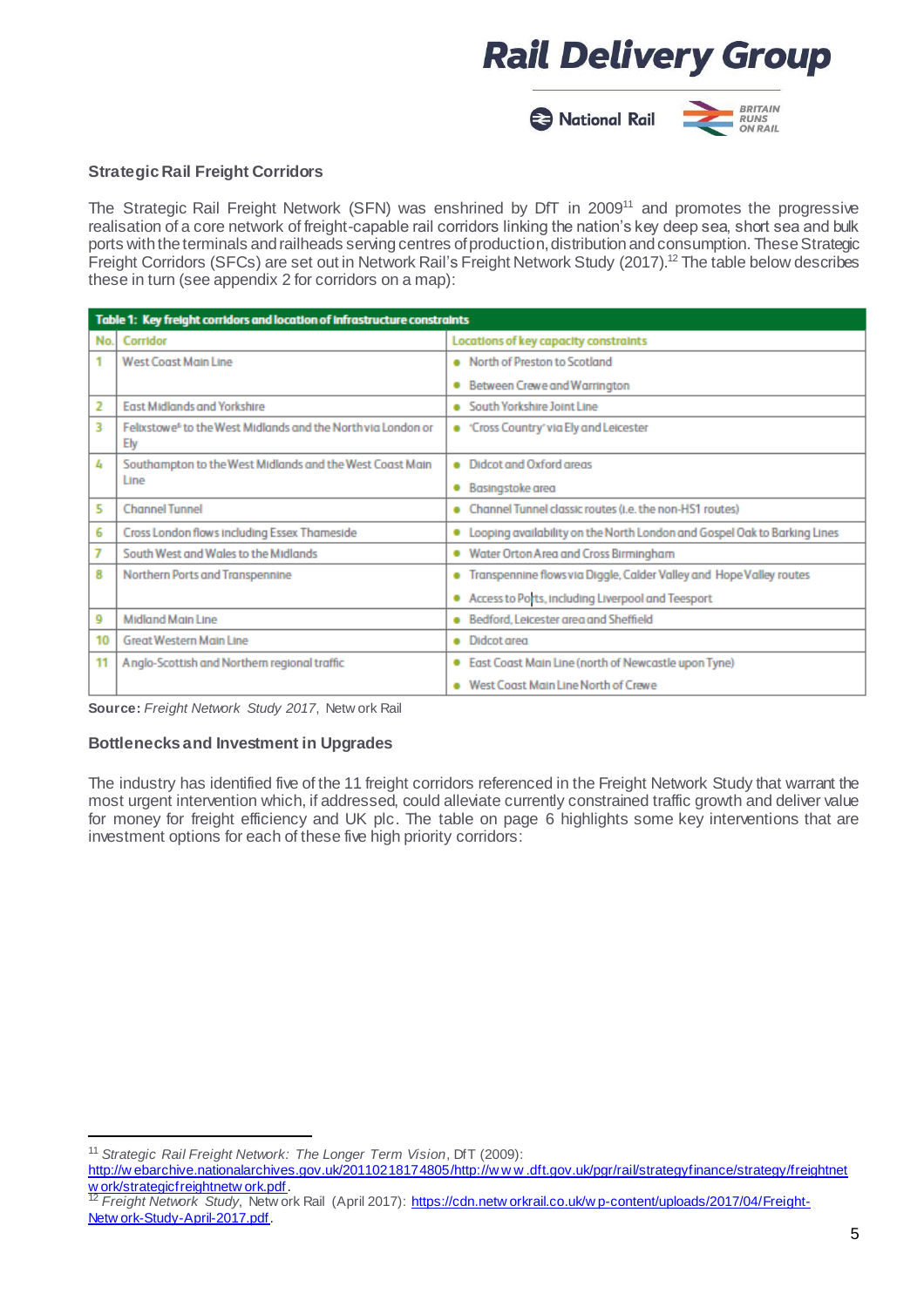## Strategic Rail Freight Corridors

The Strategic Rail Freight Network (SFN) was enshrined by DfT in 2009[11] and promotes the progressive realisation of a core network of freight-capable rail corridors linking the nation's key deep sea, short sea and bulk ports with the terminals and railheads serving centres of production, distribution and consumption. These Strategic Freight Corridors (SFCs) are set out in Network Rail's Freight Network Study (2017).[12] The table below describes these in turn (see appendix 2 for corridors on a map):

**Table 1: Key freight corridors and location of infrastructure constraints**

| No. | Corridor | Locations of key capacity constraints |
|---|---|---|
| 1 | West Coast Main Line | • North of Preston to Scotland<br>• Between Crewe and Warrington |
| 2 | East Midlands and Yorkshire | • South Yorkshire Joint Line |
| 3 | Felixstowe[6] to the West Midlands and the North via London or Ely | • 'Cross Country' via Ely and Leicester |
| 4 | Southampton to the West Midlands and the West Coast Main Line | • Didcot and Oxford areas<br>• Basingstoke area |
| 5 | Channel Tunnel | • Channel Tunnel classic routes (i.e. the non-HS1 routes) |
| 6 | Cross London flows including Essex Thameside | • Looping availability on the North London and Gospel Oak to Barking Lines |
| 7 | South West and Wales to the Midlands | • Water Orton Area and Cross Birmingham |
| 8 | Northern Ports and Transpennine | • Transpennine flows via Diggle, Calder Valley and Hope Valley routes<br>• Access to Ports, including Liverpool and Teesport |
| 9 | Midland Main Line | • Bedford, Leicester area and Sheffield |
| 10 | Great Western Main Line | • Didcot area |
| 11 | Anglo-Scottish and Northern regional traffic | • East Coast Main Line (north of Newcastle upon Tyne)<br>• West Coast Main Line North of Crewe |

**Source:** *Freight Network Study 2017*, Network Rail

## Bottlenecks and Investment in Upgrades

The industry has identified five of the 11 freight corridors referenced in the Freight Network Study that warrant the most urgent intervention which, if addressed, could alleviate currently constrained traffic growth and deliver value for money for freight efficiency and UK plc. The table on page 6 highlights some key interventions that are investment options for each of these five high priority corridors:

---

[11] *Strategic Rail Freight Network: The Longer Term Vision*, DfT (2009): http://webarchive.nationalarchives.gov.uk/20110218174805/http://www.dft.gov.uk/pgr/rail/strategyfinance/strategy/freightnetwork/strategicfreightnetwork.pdf.

[12] *Freight Network Study*, Network Rail (April 2017): https://cdn.networkrail.co.uk/wp-content/uploads/2017/04/Freight-Network-Study-April-2017.pdf.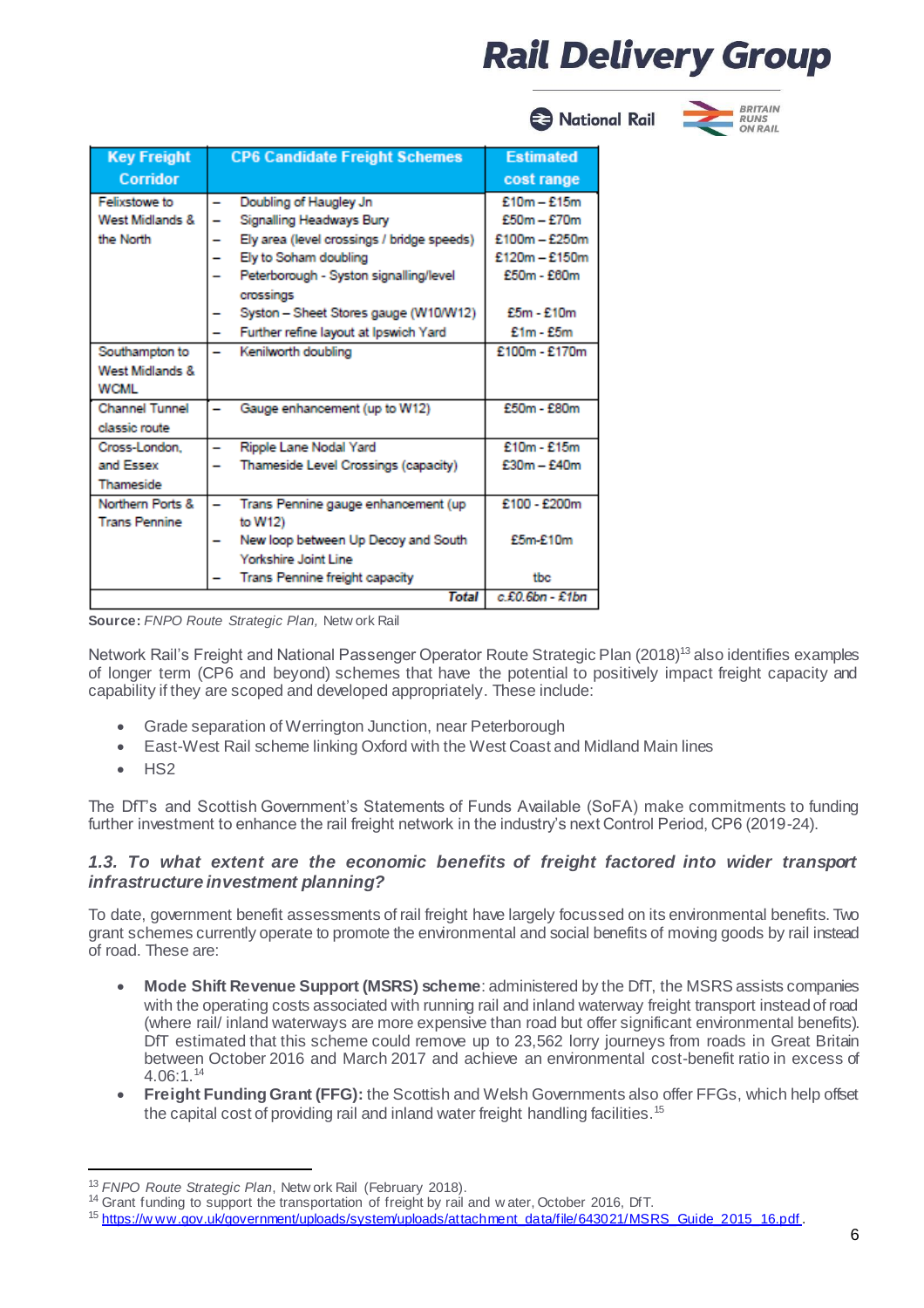| Key Freight Corridor | CP6 Candidate Freight Schemes | Estimated cost range |
|---|---|---|
| Felixstowe to West Midlands & the North | – Doubling of Haugley Jn<br>– Signalling Headways Bury<br>– Ely area (level crossings / bridge speeds)<br>– Ely to Soham doubling<br>– Peterborough - Syston signalling/level crossings<br>– Syston – Sheet Stores gauge (W10/W12)<br>– Further refine layout at Ipswich Yard | £10m – £15m<br>£50m – £70m<br>£100m – £250m<br>£120m – £150m<br>£50m - £60m<br><br>£5m - £10m<br>£1m - £5m |
| Southampton to West Midlands & WCML | – Kenilworth doubling | £100m - £170m |
| Channel Tunnel classic route | – Gauge enhancement (up to W12) | £50m - £80m |
| Cross-London, and Essex Thameside | – Ripple Lane Nodal Yard<br>– Thameside Level Crossings (capacity) | £10m - £15m<br>£30m – £40m |
| Northern Ports & Trans Pennine | – Trans Pennine gauge enhancement (up to W12)<br>– New loop between Up Decoy and South Yorkshire Joint Line<br>– Trans Pennine freight capacity | £100 - £200m<br><br>£5m-£10m<br><br>tbc |
| | ***Total*** | *c.£0.6bn - £1bn* |

**Source:** *FNPO Route Strategic Plan,* Network Rail

Network Rail's Freight and National Passenger Operator Route Strategic Plan (2018)[13] also identifies examples of longer term (CP6 and beyond) schemes that have the potential to positively impact freight capacity and capability if they are scoped and developed appropriately. These include:

- Grade separation of Werrington Junction, near Peterborough
- East-West Rail scheme linking Oxford with the West Coast and Midland Main lines
- HS2

The DfT's and Scottish Government's Statements of Funds Available (SoFA) make commitments to funding further investment to enhance the rail freight network in the industry's next Control Period, CP6 (2019-24).

### *1.3. To what extent are the economic benefits of freight factored into wider transport infrastructure investment planning?*

To date, government benefit assessments of rail freight have largely focussed on its environmental benefits. Two grant schemes currently operate to promote the environmental and social benefits of moving goods by rail instead of road. These are:

- **Mode Shift Revenue Support (MSRS) scheme**: administered by the DfT, the MSRS assists companies with the operating costs associated with running rail and inland waterway freight transport instead of road (where rail/ inland waterways are more expensive than road but offer significant environmental benefits). DfT estimated that this scheme could remove up to 23,562 lorry journeys from roads in Great Britain between October 2016 and March 2017 and achieve an environmental cost-benefit ratio in excess of 4.06:1.[14]
- **Freight Funding Grant (FFG):** the Scottish and Welsh Governments also offer FFGs, which help offset the capital cost of providing rail and inland water freight handling facilities.[15]

---

[13] *FNPO Route Strategic Plan*, Network Rail (February 2018).
[14] Grant funding to support the transportation of freight by rail and water, October 2016, DfT.
[15] https://www.gov.uk/government/uploads/system/uploads/attachment_data/file/643021/MSRS_Guide_2015_16.pdf.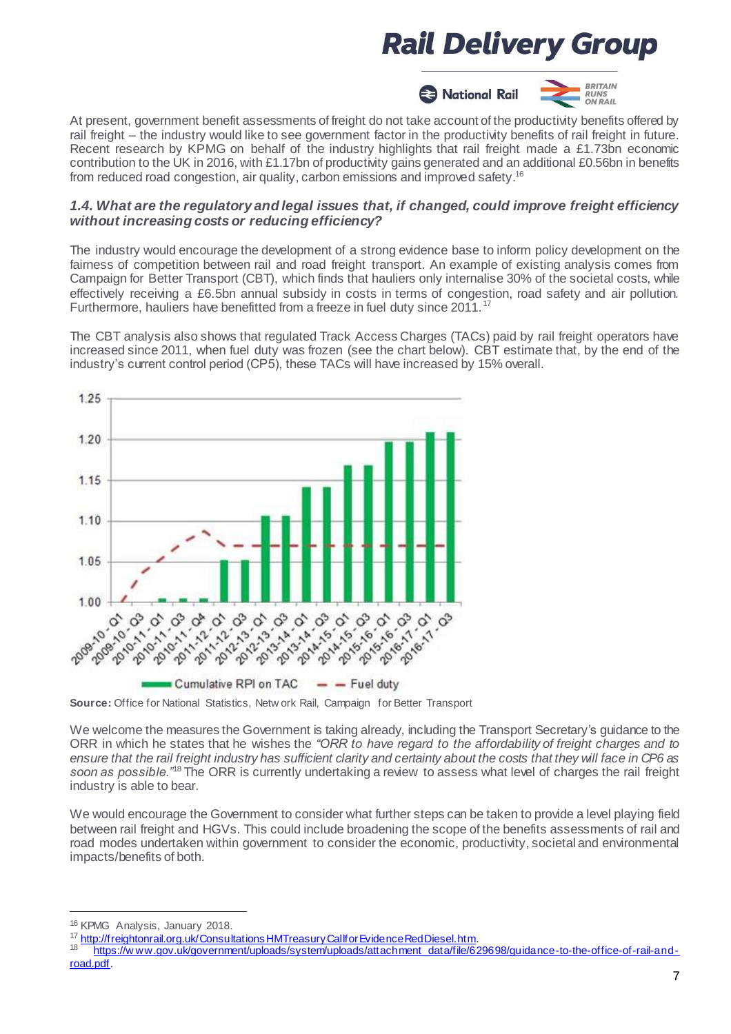At present, government benefit assessments of freight do not take account of the productivity benefits offered by rail freight – the industry would like to see government factor in the productivity benefits of rail freight in future. Recent research by KPMG on behalf of the industry highlights that rail freight made a £1.73bn economic contribution to the UK in 2016, with £1.17bn of productivity gains generated and an additional £0.56bn in benefits from reduced road congestion, air quality, carbon emissions and improved safety.[16]

### *1.4. What are the regulatory and legal issues that, if changed, could improve freight efficiency without increasing costs or reducing efficiency?*

The industry would encourage the development of a strong evidence base to inform policy development on the fairness of competition between rail and road freight transport. An example of existing analysis comes from Campaign for Better Transport (CBT), which finds that hauliers only internalise 30% of the societal costs, while effectively receiving a £6.5bn annual subsidy in costs in terms of congestion, road safety and air pollution. Furthermore, hauliers have benefitted from a freeze in fuel duty since 2011.[17]

The CBT analysis also shows that regulated Track Access Charges (TACs) paid by rail freight operators have increased since 2011, when fuel duty was frozen (see the chart below). CBT estimate that, by the end of the industry's current control period (CP5), these TACs will have increased by 15% overall.

**Source:** Office for National Statistics, Network Rail, Campaign for Better Transport

We welcome the measures the Government is taking already, including the Transport Secretary's guidance to the ORR in which he states that he wishes the *"ORR to have regard to the affordability of freight charges and to ensure that the rail freight industry has sufficient clarity and certainty about the costs that they will face in CP6 as soon as possible."*[18] The ORR is currently undertaking a review to assess what level of charges the rail freight industry is able to bear.

We would encourage the Government to consider what further steps can be taken to provide a level playing field between rail freight and HGVs. This could include broadening the scope of the benefits assessments of rail and road modes undertaken within government to consider the economic, productivity, societal and environmental impacts/benefits of both.

---

[16] KPMG Analysis, January 2018.

[17] http://freightonrail.org.uk/ConsultationsHMTreasuryCallforEvidenceRedDiesel.htm.

[18] https://www.gov.uk/government/uploads/system/uploads/attachment_data/file/629698/guidance-to-the-office-of-rail-and-road.pdf.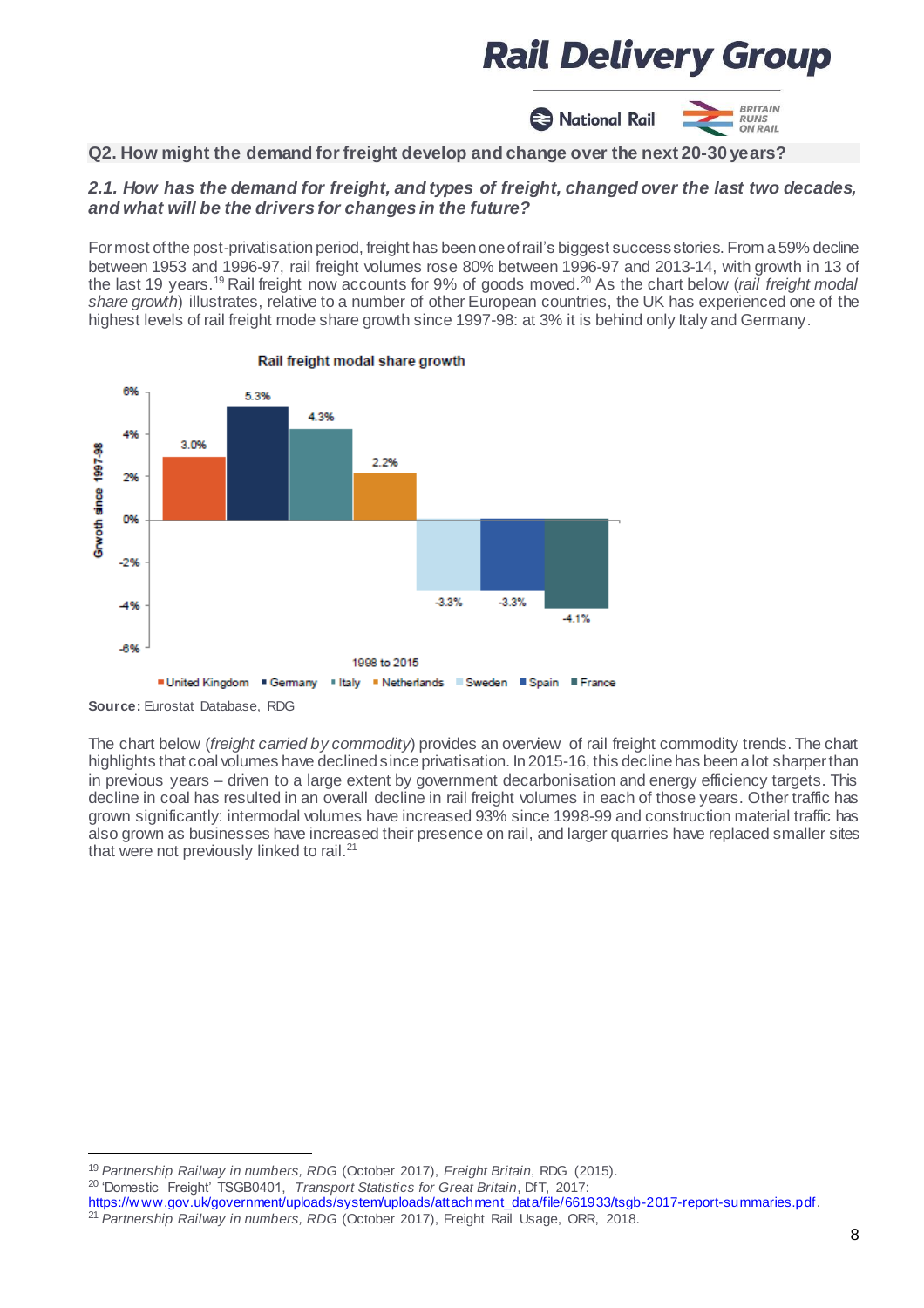## Q2. How might the demand for freight develop and change over the next 20-30 years?

### *2.1. How has the demand for freight, and types of freight, changed over the last two decades, and what will be the drivers for changes in the future?*

For most of the post-privatisation period, freight has been one of rail's biggest success stories. From a 59% decline between 1953 and 1996-97, rail freight volumes rose 80% between 1996-97 and 2013-14, with growth in 13 of the last 19 years.[19] Rail freight now accounts for 9% of goods moved.[20] As the chart below (*rail freight modal share growth*) illustrates, relative to a number of other European countries, the UK has experienced one of the highest levels of rail freight mode share growth since 1997-98: at 3% it is behind only Italy and Germany.

**Rail freight modal share growth**

| 1998 to 2015 | Growth since 1997-98 |
|---|---|
| United Kingdom | 3.0% |
| Germany | 5.3% |
| Italy | 4.3% |
| Netherlands | 2.2% |
| Sweden | -3.3% |
| Spain | -3.3% |
| France | -4.1% |

**Source:** Eurostat Database, RDG

The chart below (*freight carried by commodity*) provides an overview of rail freight commodity trends. The chart highlights that coal volumes have declined since privatisation. In 2015-16, this decline has been a lot sharper than in previous years – driven to a large extent by government decarbonisation and energy efficiency targets. This decline in coal has resulted in an overall decline in rail freight volumes in each of those years. Other traffic has grown significantly: intermodal volumes have increased 93% since 1998-99 and construction material traffic has also grown as businesses have increased their presence on rail, and larger quarries have replaced smaller sites that were not previously linked to rail.[21]

---

[19] *Partnership Railway in numbers, RDG* (October 2017), *Freight Britain*, RDG (2015).

[20] 'Domestic Freight' TSGB0401, *Transport Statistics for Great Britain*, DfT, 2017: https://www.gov.uk/government/uploads/system/uploads/attachment_data/file/661933/tsgb-2017-report-summaries.pdf.

[21] *Partnership Railway in numbers, RDG* (October 2017), Freight Rail Usage, ORR, 2018.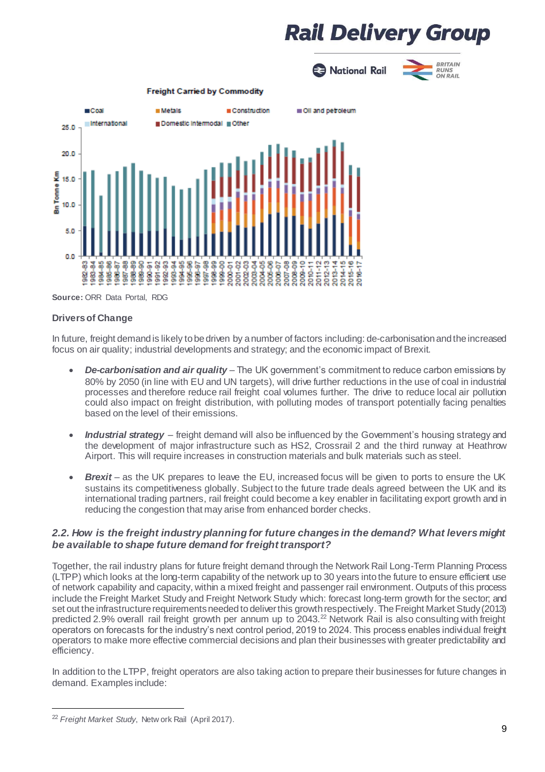**Freight Carried by Commodity**

Source: ORR Data Portal, RDG

**Drivers of Change**

In future, freight demand is likely to be driven by a number of factors including: de-carbonisation and the increased focus on air quality; industrial developments and strategy; and the economic impact of Brexit.

- ***De-carbonisation and air quality*** – The UK government's commitment to reduce carbon emissions by 80% by 2050 (in line with EU and UN targets), will drive further reductions in the use of coal in industrial processes and therefore reduce rail freight coal volumes further. The drive to reduce local air pollution could also impact on freight distribution, with polluting modes of transport potentially facing penalties based on the level of their emissions.

- ***Industrial strategy*** – freight demand will also be influenced by the Government's housing strategy and the development of major infrastructure such as HS2, Crossrail 2 and the third runway at Heathrow Airport. This will require increases in construction materials and bulk materials such as steel.

- ***Brexit*** – as the UK prepares to leave the EU, increased focus will be given to ports to ensure the UK sustains its competitiveness globally. Subject to the future trade deals agreed between the UK and its international trading partners, rail freight could become a key enabler in facilitating export growth and in reducing the congestion that may arise from enhanced border checks.

***2.2. How is the freight industry planning for future changes in the demand? What levers might be available to shape future demand for freight transport?***

Together, the rail industry plans for future freight demand through the Network Rail Long-Term Planning Process (LTPP) which looks at the long-term capability of the network up to 30 years into the future to ensure efficient use of network capability and capacity, within a mixed freight and passenger rail environment. Outputs of this process include the Freight Market Study and Freight Network Study which: forecast long-term growth for the sector; and set out the infrastructure requirements needed to deliver this growth respectively. The Freight Market Study (2013) predicted 2.9% overall rail freight growth per annum up to 2043.[22] Network Rail is also consulting with freight operators on forecasts for the industry's next control period, 2019 to 2024. This process enables individual freight operators to make more effective commercial decisions and plan their businesses with greater predictability and efficiency.

In addition to the LTPP, freight operators are also taking action to prepare their businesses for future changes in demand. Examples include:

---

[22] *Freight Market Study*, Network Rail (April 2017).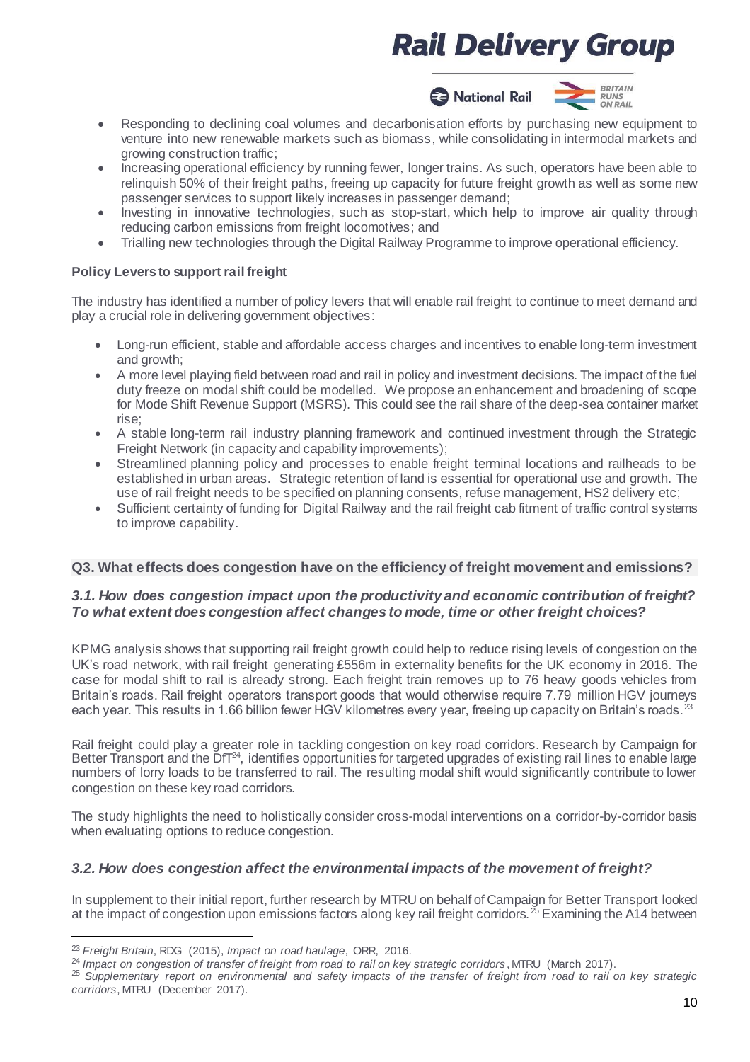- Responding to declining coal volumes and decarbonisation efforts by purchasing new equipment to venture into new renewable markets such as biomass, while consolidating in intermodal markets and growing construction traffic;
- Increasing operational efficiency by running fewer, longer trains. As such, operators have been able to relinquish 50% of their freight paths, freeing up capacity for future freight growth as well as some new passenger services to support likely increases in passenger demand;
- Investing in innovative technologies, such as stop-start, which help to improve air quality through reducing carbon emissions from freight locomotives; and
- Trialling new technologies through the Digital Railway Programme to improve operational efficiency.

**Policy Levers to support rail freight**

The industry has identified a number of policy levers that will enable rail freight to continue to meet demand and play a crucial role in delivering government objectives:

- Long-run efficient, stable and affordable access charges and incentives to enable long-term investment and growth;
- A more level playing field between road and rail in policy and investment decisions. The impact of the fuel duty freeze on modal shift could be modelled. We propose an enhancement and broadening of scope for Mode Shift Revenue Support (MSRS). This could see the rail share of the deep-sea container market rise;
- A stable long-term rail industry planning framework and continued investment through the Strategic Freight Network (in capacity and capability improvements);
- Streamlined planning policy and processes to enable freight terminal locations and railheads to be established in urban areas. Strategic retention of land is essential for operational use and growth. The use of rail freight needs to be specified on planning consents, refuse management, HS2 delivery etc;
- Sufficient certainty of funding for Digital Railway and the rail freight cab fitment of traffic control systems to improve capability.

### Q3. What effects does congestion have on the efficiency of freight movement and emissions?

#### *3.1. How does congestion impact upon the productivity and economic contribution of freight? To what extent does congestion affect changes to mode, time or other freight choices?*

KPMG analysis shows that supporting rail freight growth could help to reduce rising levels of congestion on the UK's road network, with rail freight generating £556m in externality benefits for the UK economy in 2016. The case for modal shift to rail is already strong. Each freight train removes up to 76 heavy goods vehicles from Britain's roads. Rail freight operators transport goods that would otherwise require 7.79 million HGV journeys each year. This results in 1.66 billion fewer HGV kilometres every year, freeing up capacity on Britain's roads.[23]

Rail freight could play a greater role in tackling congestion on key road corridors. Research by Campaign for Better Transport and the DfT[24], identifies opportunities for targeted upgrades of existing rail lines to enable large numbers of lorry loads to be transferred to rail. The resulting modal shift would significantly contribute to lower congestion on these key road corridors.

The study highlights the need to holistically consider cross-modal interventions on a corridor-by-corridor basis when evaluating options to reduce congestion.

#### *3.2. How does congestion affect the environmental impacts of the movement of freight?*

In supplement to their initial report, further research by MTRU on behalf of Campaign for Better Transport looked at the impact of congestion upon emissions factors along key rail freight corridors.[25] Examining the A14 between

---

[23] *Freight Britain*, RDG (2015), *Impact on road haulage*, ORR, 2016.

[24] *Impact on congestion of transfer of freight from road to rail on key strategic corridors*, MTRU (March 2017).

[25] *Supplementary report on environmental and safety impacts of the transfer of freight from road to rail on key strategic corridors*, MTRU (December 2017).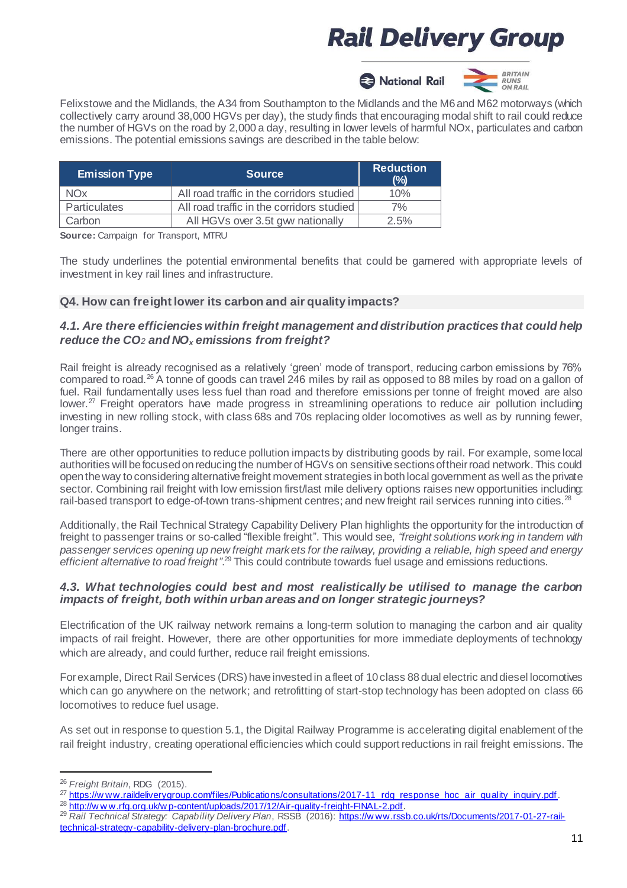Felixstowe and the Midlands, the A34 from Southampton to the Midlands and the M6 and M62 motorways (which collectively carry around 38,000 HGVs per day), the study finds that encouraging modal shift to rail could reduce the number of HGVs on the road by 2,000 a day, resulting in lower levels of harmful NOx, particulates and carbon emissions. The potential emissions savings are described in the table below:

| Emission Type | Source | Reduction (%) |
|---|---|---|
| NOx | All road traffic in the corridors studied | 10% |
| Particulates | All road traffic in the corridors studied | 7% |
| Carbon | All HGVs over 3.5t gvw nationally | 2.5% |

**Source:** Campaign for Transport, MTRU

The study underlines the potential environmental benefits that could be garnered with appropriate levels of investment in key rail lines and infrastructure.

## Q4. How can freight lower its carbon and air quality impacts?

### *4.1. Are there efficiencies within freight management and distribution practices that could help reduce the $CO_2$ and $NO_x$ emissions from freight?*

Rail freight is already recognised as a relatively 'green' mode of transport, reducing carbon emissions by 76% compared to road.[26] A tonne of goods can travel 246 miles by rail as opposed to 88 miles by road on a gallon of fuel. Rail fundamentally uses less fuel than road and therefore emissions per tonne of freight moved are also lower.[27] Freight operators have made progress in streamlining operations to reduce air pollution including investing in new rolling stock, with class 68s and 70s replacing older locomotives as well as by running fewer, longer trains.

There are other opportunities to reduce pollution impacts by distributing goods by rail. For example, some local authorities will be focused on reducing the number of HGVs on sensitive sections of their road network. This could open the way to considering alternative freight movement strategies in both local government as well as the private sector. Combining rail freight with low emission first/last mile delivery options raises new opportunities including: rail-based transport to edge-of-town trans-shipment centres; and new freight rail services running into cities.[28]

Additionally, the Rail Technical Strategy Capability Delivery Plan highlights the opportunity for the introduction of freight to passenger trains or so-called "flexible freight". This would see, *"freight solutions working in tandem with passenger services opening up new freight markets for the railway, providing a reliable, high speed and energy efficient alternative to road freight"*.[29] This could contribute towards fuel usage and emissions reductions.

### *4.3. What technologies could best and most realistically be utilised to manage the carbon impacts of freight, both within urban areas and on longer strategic journeys?*

Electrification of the UK railway network remains a long-term solution to managing the carbon and air quality impacts of rail freight. However, there are other opportunities for more immediate deployments of technology which are already, and could further, reduce rail freight emissions.

For example, Direct Rail Services (DRS) have invested in a fleet of 10 class 88 dual electric and diesel locomotives which can go anywhere on the network; and retrofitting of start-stop technology has been adopted on class 66 locomotives to reduce fuel usage.

As set out in response to question 5.1, the Digital Railway Programme is accelerating digital enablement of the rail freight industry, creating operational efficiencies which could support reductions in rail freight emissions. The

---

[26] *Freight Britain*, RDG (2015).

[27] https://www.raildeliverygroup.com/files/Publications/consultations/2017-11_rdg_response_hoc_air_quality_inquiry.pdf.

[28] http://www.rfg.org.uk/wp-content/uploads/2017/12/Air-quality-freight-FINAL-2.pdf.

[29] *Rail Technical Strategy: Capability Delivery Plan*, RSSB (2016): https://www.rssb.co.uk/rts/Documents/2017-01-27-rail-technical-strategy-capability-delivery-plan-brochure.pdf.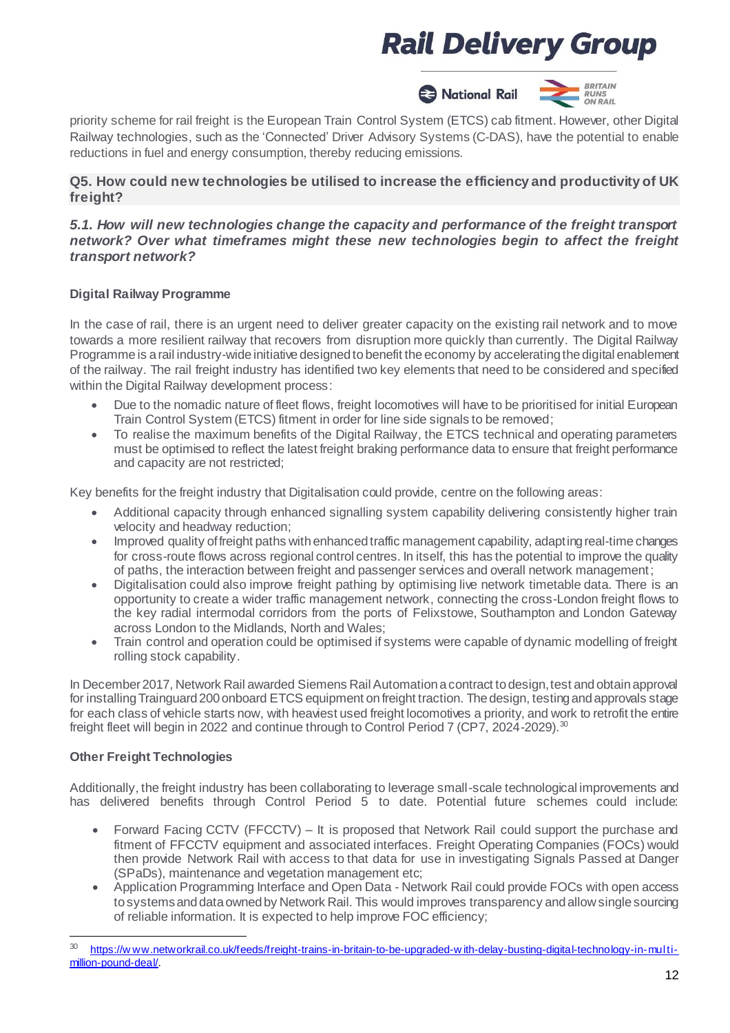priority scheme for rail freight is the European Train Control System (ETCS) cab fitment. However, other Digital Railway technologies, such as the 'Connected' Driver Advisory Systems (C-DAS), have the potential to enable reductions in fuel and energy consumption, thereby reducing emissions.

### Q5. How could new technologies be utilised to increase the efficiency and productivity of UK freight?

#### *5.1. How will new technologies change the capacity and performance of the freight transport network? Over what timeframes might these new technologies begin to affect the freight transport network?*

**Digital Railway Programme**

In the case of rail, there is an urgent need to deliver greater capacity on the existing rail network and to move towards a more resilient railway that recovers from disruption more quickly than currently. The Digital Railway Programme is a rail industry-wide initiative designed to benefit the economy by accelerating the digital enablement of the railway. The rail freight industry has identified two key elements that need to be considered and specified within the Digital Railway development process:

- Due to the nomadic nature of fleet flows, freight locomotives will have to be prioritised for initial European Train Control System (ETCS) fitment in order for line side signals to be removed;
- To realise the maximum benefits of the Digital Railway, the ETCS technical and operating parameters must be optimised to reflect the latest freight braking performance data to ensure that freight performance and capacity are not restricted;

Key benefits for the freight industry that Digitalisation could provide, centre on the following areas:

- Additional capacity through enhanced signalling system capability delivering consistently higher train velocity and headway reduction;
- Improved quality of freight paths with enhanced traffic management capability, adapting real-time changes for cross-route flows across regional control centres. In itself, this has the potential to improve the quality of paths, the interaction between freight and passenger services and overall network management;
- Digitalisation could also improve freight pathing by optimising live network timetable data. There is an opportunity to create a wider traffic management network, connecting the cross-London freight flows to the key radial intermodal corridors from the ports of Felixstowe, Southampton and London Gateway across London to the Midlands, North and Wales;
- Train control and operation could be optimised if systems were capable of dynamic modelling of freight rolling stock capability.

In December 2017, Network Rail awarded Siemens Rail Automation a contract to design, test and obtain approval for installing Trainguard 200 onboard ETCS equipment on freight traction. The design, testing and approvals stage for each class of vehicle starts now, with heaviest used freight locomotives a priority, and work to retrofit the entire freight fleet will begin in 2022 and continue through to Control Period 7 (CP7, 2024-2029).[30]

**Other Freight Technologies**

Additionally, the freight industry has been collaborating to leverage small-scale technological improvements and has delivered benefits through Control Period 5 to date. Potential future schemes could include:

- Forward Facing CCTV (FFCCTV) – It is proposed that Network Rail could support the purchase and fitment of FFCCTV equipment and associated interfaces. Freight Operating Companies (FOCs) would then provide Network Rail with access to that data for use in investigating Signals Passed at Danger (SPaDs), maintenance and vegetation management etc;
- Application Programming Interface and Open Data - Network Rail could provide FOCs with open access to systems and data owned by Network Rail. This would improves transparency and allow single sourcing of reliable information. It is expected to help improve FOC efficiency;

---

[30] https://www.networkrail.co.uk/feeds/freight-trains-in-britain-to-be-upgraded-with-delay-busting-digital-technology-in-multi-million-pound-deal/.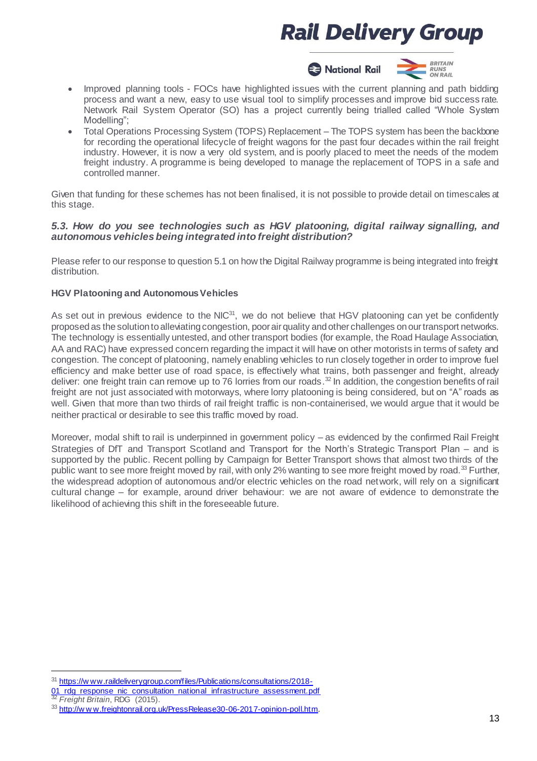- Improved planning tools - FOCs have highlighted issues with the current planning and path bidding process and want a new, easy to use visual tool to simplify processes and improve bid success rate. Network Rail System Operator (SO) has a project currently being trialled called "Whole System Modelling";
- Total Operations Processing System (TOPS) Replacement – The TOPS system has been the backbone for recording the operational lifecycle of freight wagons for the past four decades within the rail freight industry. However, it is now a very old system, and is poorly placed to meet the needs of the modern freight industry. A programme is being developed to manage the replacement of TOPS in a safe and controlled manner.

Given that funding for these schemes has not been finalised, it is not possible to provide detail on timescales at this stage.

### *5.3. How do you see technologies such as HGV platooning, digital railway signalling, and autonomous vehicles being integrated into freight distribution?*

Please refer to our response to question 5.1 on how the Digital Railway programme is being integrated into freight distribution.

**HGV Platooning and Autonomous Vehicles**

As set out in previous evidence to the NIC[31], we do not believe that HGV platooning can yet be confidently proposed as the solution to alleviating congestion, poor air quality and other challenges on our transport networks. The technology is essentially untested, and other transport bodies (for example, the Road Haulage Association, AA and RAC) have expressed concern regarding the impact it will have on other motorists in terms of safety and congestion. The concept of platooning, namely enabling vehicles to run closely together in order to improve fuel efficiency and make better use of road space, is effectively what trains, both passenger and freight, already deliver: one freight train can remove up to 76 lorries from our roads.[32] In addition, the congestion benefits of rail freight are not just associated with motorways, where lorry platooning is being considered, but on "A" roads as well. Given that more than two thirds of rail freight traffic is non-containerised, we would argue that it would be neither practical or desirable to see this traffic moved by road.

Moreover, modal shift to rail is underpinned in government policy – as evidenced by the confirmed Rail Freight Strategies of DfT and Transport Scotland and Transport for the North's Strategic Transport Plan – and is supported by the public. Recent polling by Campaign for Better Transport shows that almost two thirds of the public want to see more freight moved by rail, with only 2% wanting to see more freight moved by road.[33] Further, the widespread adoption of autonomous and/or electric vehicles on the road network, will rely on a significant cultural change – for example, around driver behaviour: we are not aware of evidence to demonstrate the likelihood of achieving this shift in the foreseeable future.

---

[31] https://www.raildeliverygroup.com/files/Publications/consultations/2018-01_rdg_response_nic_consultation_national_infrastructure_assessment.pdf

[32] *Freight Britain*, RDG (2015).

[33] http://www.freightonrail.org.uk/PressRelease30-06-2017-opinion-poll.htm.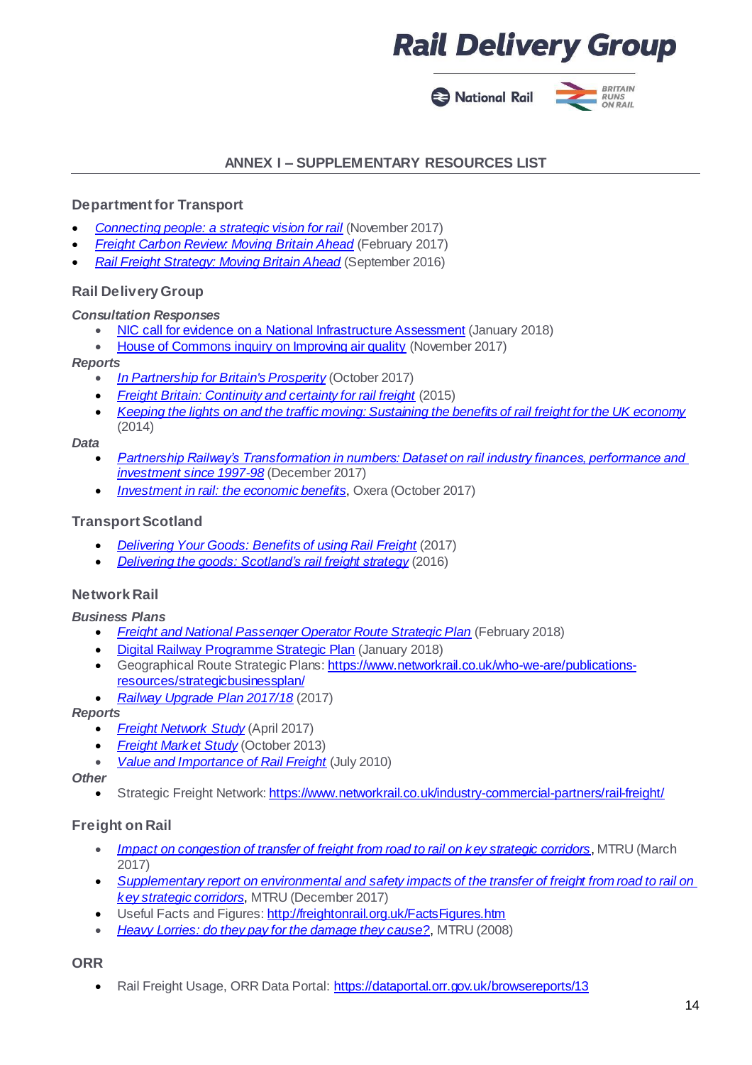## ANNEX I – SUPPLEMENTARY RESOURCES LIST

### Department for Transport

- *Connecting people: a strategic vision for rail* (November 2017)
- *Freight Carbon Review: Moving Britain Ahead* (February 2017)
- *Rail Freight Strategy: Moving Britain Ahead* (September 2016)

### Rail Delivery Group

***Consultation Responses***

- NIC call for evidence on a National Infrastructure Assessment (January 2018)
- House of Commons inquiry on Improving air quality (November 2017)

***Reports***

- *In Partnership for Britain's Prosperity* (October 2017)
- *Freight Britain: Continuity and certainty for rail freight* (2015)
- *Keeping the lights on and the traffic moving: Sustaining the benefits of rail freight for the UK economy* (2014)

***Data***

- *Partnership Railway's Transformation in numbers: Dataset on rail industry finances, performance and investment since 1997-98* (December 2017)
- *Investment in rail: the economic benefits*, Oxera (October 2017)

### Transport Scotland

- *Delivering Your Goods: Benefits of using Rail Freight* (2017)
- *Delivering the goods: Scotland's rail freight strategy* (2016)

### Network Rail

***Business Plans***

- *Freight and National Passenger Operator Route Strategic Plan* (February 2018)
- Digital Railway Programme Strategic Plan (January 2018)
- Geographical Route Strategic Plans: https://www.networkrail.co.uk/who-we-are/publications-resources/strategicbusinessplan/
- *Railway Upgrade Plan 2017/18* (2017)

***Reports***

- *Freight Network Study* (April 2017)
- *Freight Market Study* (October 2013)
- *Value and Importance of Rail Freight* (July 2010)

***Other***

- Strategic Freight Network: https://www.networkrail.co.uk/industry-commercial-partners/rail-freight/

### Freight on Rail

- *Impact on congestion of transfer of freight from road to rail on key strategic corridors*, MTRU (March 2017)
- *Supplementary report on environmental and safety impacts of the transfer of freight from road to rail on key strategic corridors*, MTRU (December 2017)
- Useful Facts and Figures: http://freightonrail.org.uk/FactsFigures.htm
- *Heavy Lorries: do they pay for the damage they cause?*, MTRU (2008)

### ORR

- Rail Freight Usage, ORR Data Portal: https://dataportal.orr.gov.uk/browsereports/13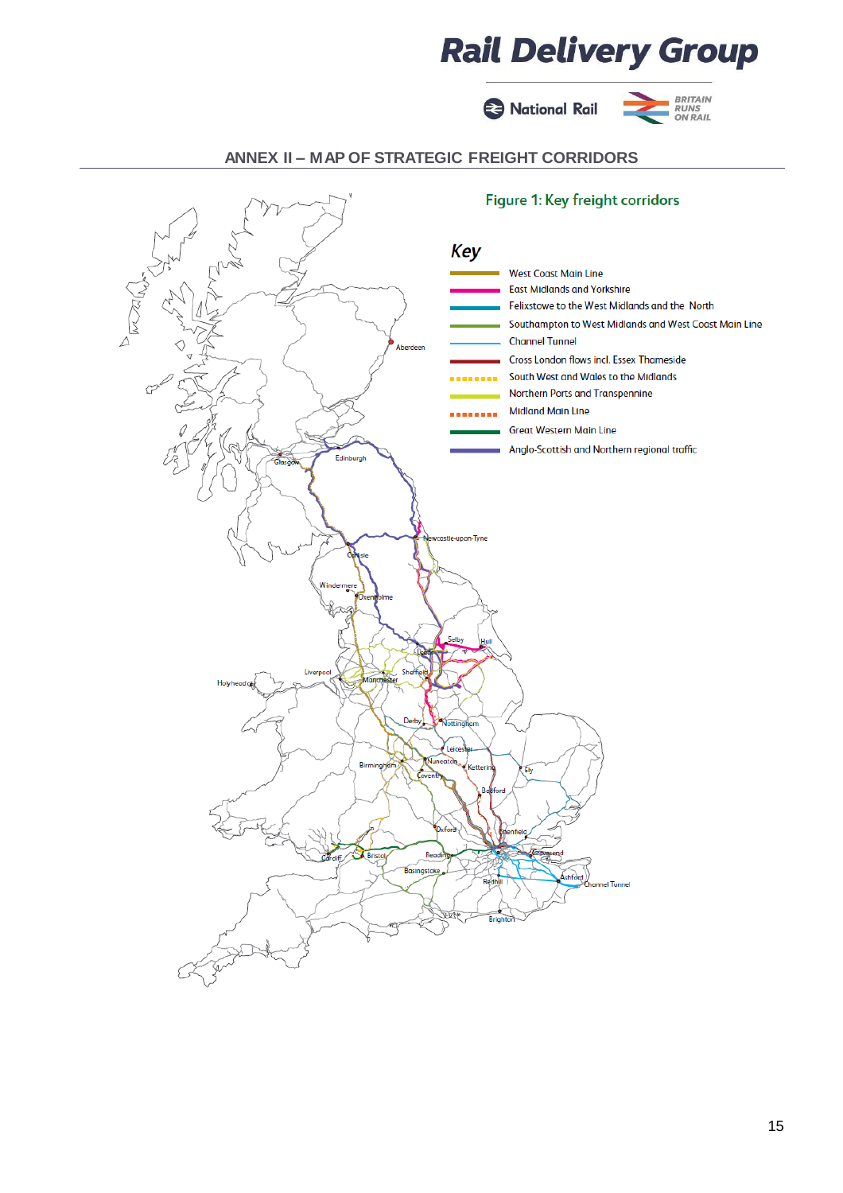## ANNEX II – MAP OF STRATEGIC FREIGHT CORRIDORS

Figure 1: Key freight corridors

Key

West Coast Main Line
East Midlands and Yorkshire
Felixstowe to the West Midlands and the North
Southampton to West Midlands and West Coast Main Line
Channel Tunnel
Cross London flows incl. Essex Thameside
South West and Wales to the Midlands
Northern Ports and Transpennine
Midland Main Line
Great Western Main Line
Anglo-Scottish and Northern regional traffic

Aberdeen
Glasgow
Edinburgh
Newcastle-upon-Tyne
Carlisle
Windermere
Oxenholme
Selby
Hull
Leeds
Liverpool
Sheffield
Manchester
Holyhead
Derby
Nottingham
Leicester
Birmingham
Nuneaton
Kettering
Ely
Coventry
Bedford
Oxford
Shenfield
Cardiff
Bristol
Reading
Gravesend
Basingstoke
Ashford
Channel Tunnel
Redhill
Brighton